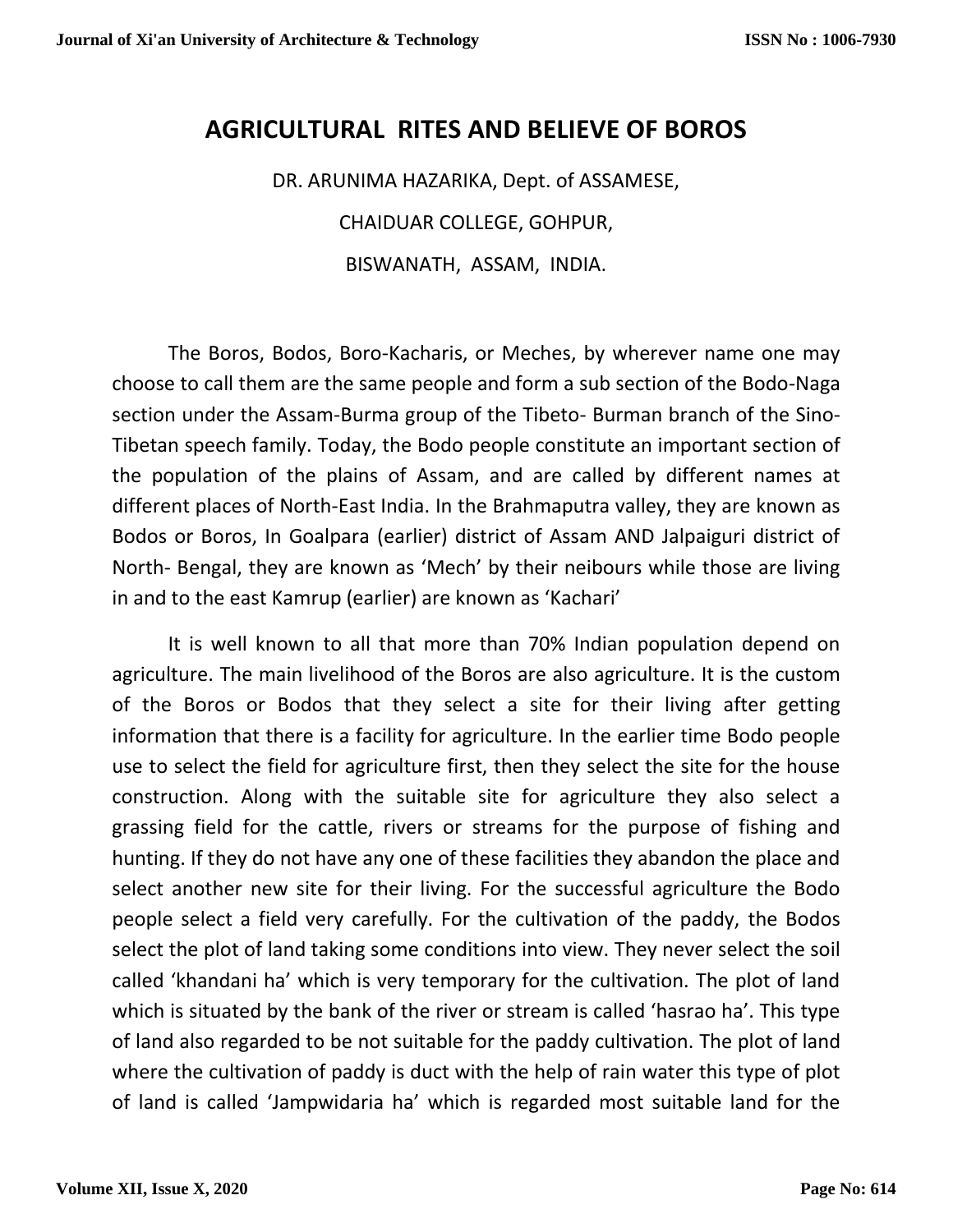# AGRICULTURAL RITES AND BELIEVE OF BOROS

DR. ARUNIMA HAZARIKA, Dept. of ASSAMESE,

CHAIDUAR COLLEGE, GOHPUR,

BISWANATH, ASSAM, INDIA.

The Boros, Bodos, Boro-Kacharis, or Meches, by wherever name one may choose to call them are the same people and form a sub section of the Bodo-Naga section under the Assam-Burma group of the Tibeto- Burman branch of the Sino-Tibetan speech family. Today, the Bodo people constitute an important section of the population of the plains of Assam, and are called by different names at different places of North-East India. In the Brahmaputra valley, they are known as Bodos or Boros, In Goalpara (earlier) district of Assam AND Jalpaiguri district of North- Bengal, they are known as 'Mech' by their neibours while those are living in and to the east Kamrup (earlier) are known as 'Kachari'

It is well known to all that more than 70% Indian population depend on agriculture. The main livelihood of the Boros are also agriculture. It is the custom of the Boros or Bodos that they select a site for their living after getting information that there is a facility for agriculture. In the earlier time Bodo people use to select the field for agriculture first, then they select the site for the house construction. Along with the suitable site for agriculture they also select a grassing field for the cattle, rivers or streams for the purpose of fishing and hunting. If they do not have any one of these facilities they abandon the place and select another new site for their living. For the successful agriculture the Bodo people select a field very carefully. For the cultivation of the paddy, the Bodos select the plot of land taking some conditions into view. They never select the soil called 'khandani ha' which is very temporary for the cultivation. The plot of land which is situated by the bank of the river or stream is called 'hasrao ha'. This type of land also regarded to be not suitable for the paddy cultivation. The plot of land where the cultivation of paddy is duct with the help of rain water this type of plot of land is called 'Jampwidaria ha' which is regarded most suitable land for the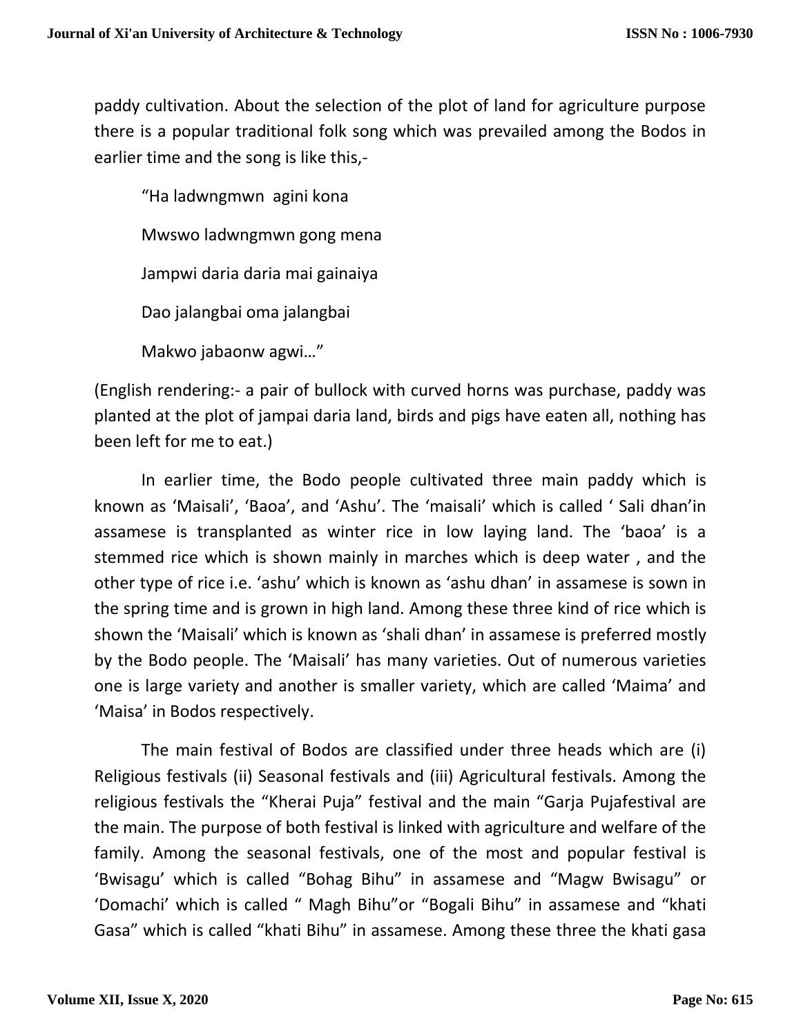paddy cultivation. About the selection of the plot of land for agriculture purpose there is a popular traditional folk song which was prevailed among the Bodos in earlier time and the song is like this,-

> "Ha ladwngmwn agini kona
>
> Mwswo ladwngmwn gong mena
>
> Jampwi daria daria mai gainaiya
>
> Dao jalangbai oma jalangbai
>
> Makwo jabaonw agwi…"

(English rendering:- a pair of bullock with curved horns was purchase, paddy was planted at the plot of jampai daria land, birds and pigs have eaten all, nothing has been left for me to eat.)

In earlier time, the Bodo people cultivated three main paddy which is known as 'Maisali', 'Baoa', and 'Ashu'. The 'maisali' which is called ' Sali dhan'in assamese is transplanted as winter rice in low laying land. The 'baoa' is a stemmed rice which is shown mainly in marches which is deep water , and the other type of rice i.e. 'ashu' which is known as 'ashu dhan' in assamese is sown in the spring time and is grown in high land. Among these three kind of rice which is shown the 'Maisali' which is known as 'shali dhan' in assamese is preferred mostly by the Bodo people. The 'Maisali' has many varieties. Out of numerous varieties one is large variety and another is smaller variety, which are called 'Maima' and 'Maisa' in Bodos respectively.

The main festival of Bodos are classified under three heads which are (i) Religious festivals (ii) Seasonal festivals and (iii) Agricultural festivals. Among the religious festivals the "Kherai Puja" festival and the main "Garja Pujafestival are the main. The purpose of both festival is linked with agriculture and welfare of the family. Among the seasonal festivals, one of the most and popular festival is 'Bwisagu' which is called "Bohag Bihu" in assamese and "Magw Bwisagu" or 'Domachi' which is called " Magh Bihu"or "Bogali Bihu" in assamese and "khati Gasa" which is called "khati Bihu" in assamese. Among these three the khati gasa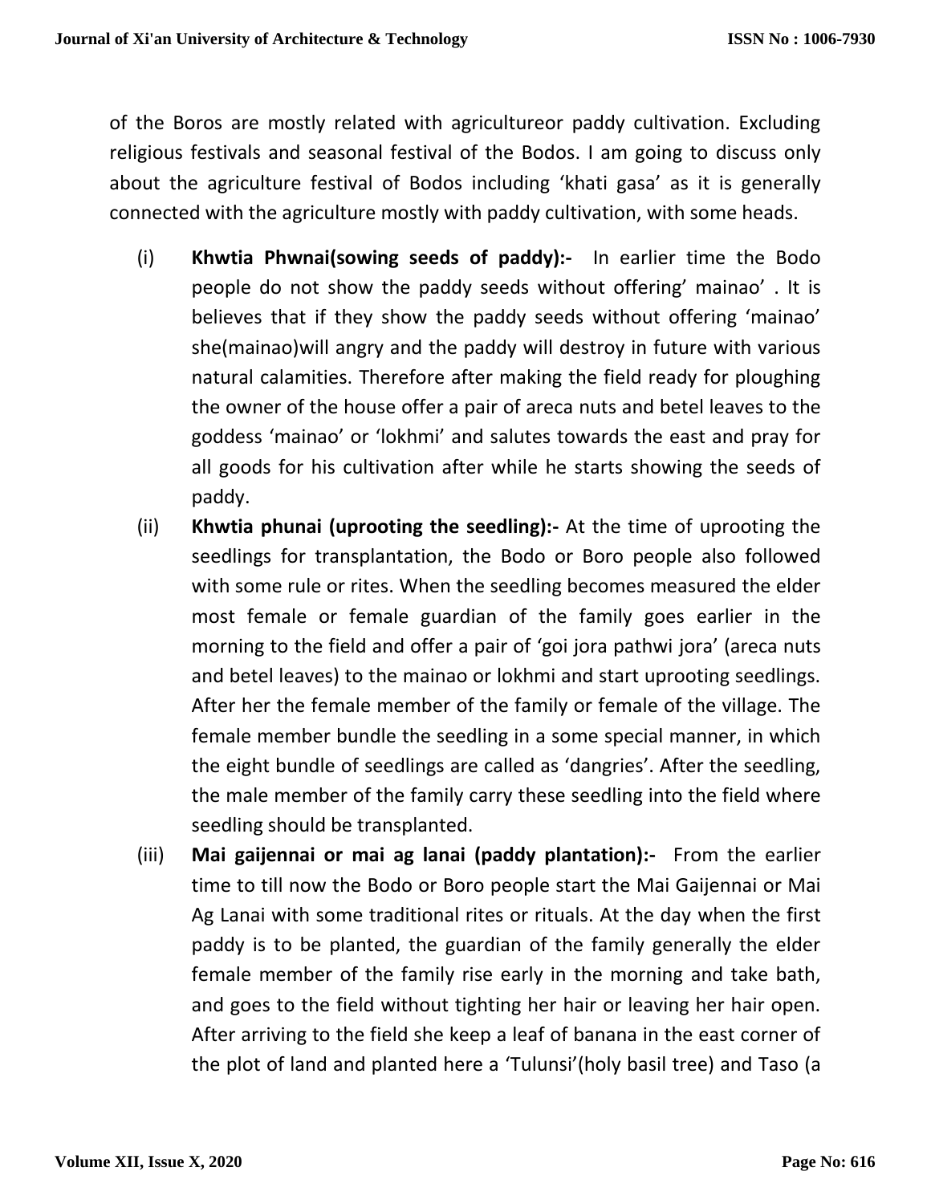of the Boros are mostly related with agricultureor paddy cultivation. Excluding religious festivals and seasonal festival of the Bodos. I am going to discuss only about the agriculture festival of Bodos including 'khati gasa' as it is generally connected with the agriculture mostly with paddy cultivation, with some heads.

(i) **Khwtia Phwnai(sowing seeds of paddy):-** In earlier time the Bodo people do not show the paddy seeds without offering' mainao' . It is believes that if they show the paddy seeds without offering 'mainao' she(mainao)will angry and the paddy will destroy in future with various natural calamities. Therefore after making the field ready for ploughing the owner of the house offer a pair of areca nuts and betel leaves to the goddess 'mainao' or 'lokhmi' and salutes towards the east and pray for all goods for his cultivation after while he starts showing the seeds of paddy.

(ii) **Khwtia phunai (uprooting the seedling):-** At the time of uprooting the seedlings for transplantation, the Bodo or Boro people also followed with some rule or rites. When the seedling becomes measured the elder most female or female guardian of the family goes earlier in the morning to the field and offer a pair of 'goi jora pathwi jora' (areca nuts and betel leaves) to the mainao or lokhmi and start uprooting seedlings. After her the female member of the family or female of the village. The female member bundle the seedling in a some special manner, in which the eight bundle of seedlings are called as 'dangries'. After the seedling, the male member of the family carry these seedling into the field where seedling should be transplanted.

(iii) **Mai gaijennai or mai ag lanai (paddy plantation):-** From the earlier time to till now the Bodo or Boro people start the Mai Gaijennai or Mai Ag Lanai with some traditional rites or rituals. At the day when the first paddy is to be planted, the guardian of the family generally the elder female member of the family rise early in the morning and take bath, and goes to the field without tighting her hair or leaving her hair open. After arriving to the field she keep a leaf of banana in the east corner of the plot of land and planted here a 'Tulunsi'(holy basil tree) and Taso (a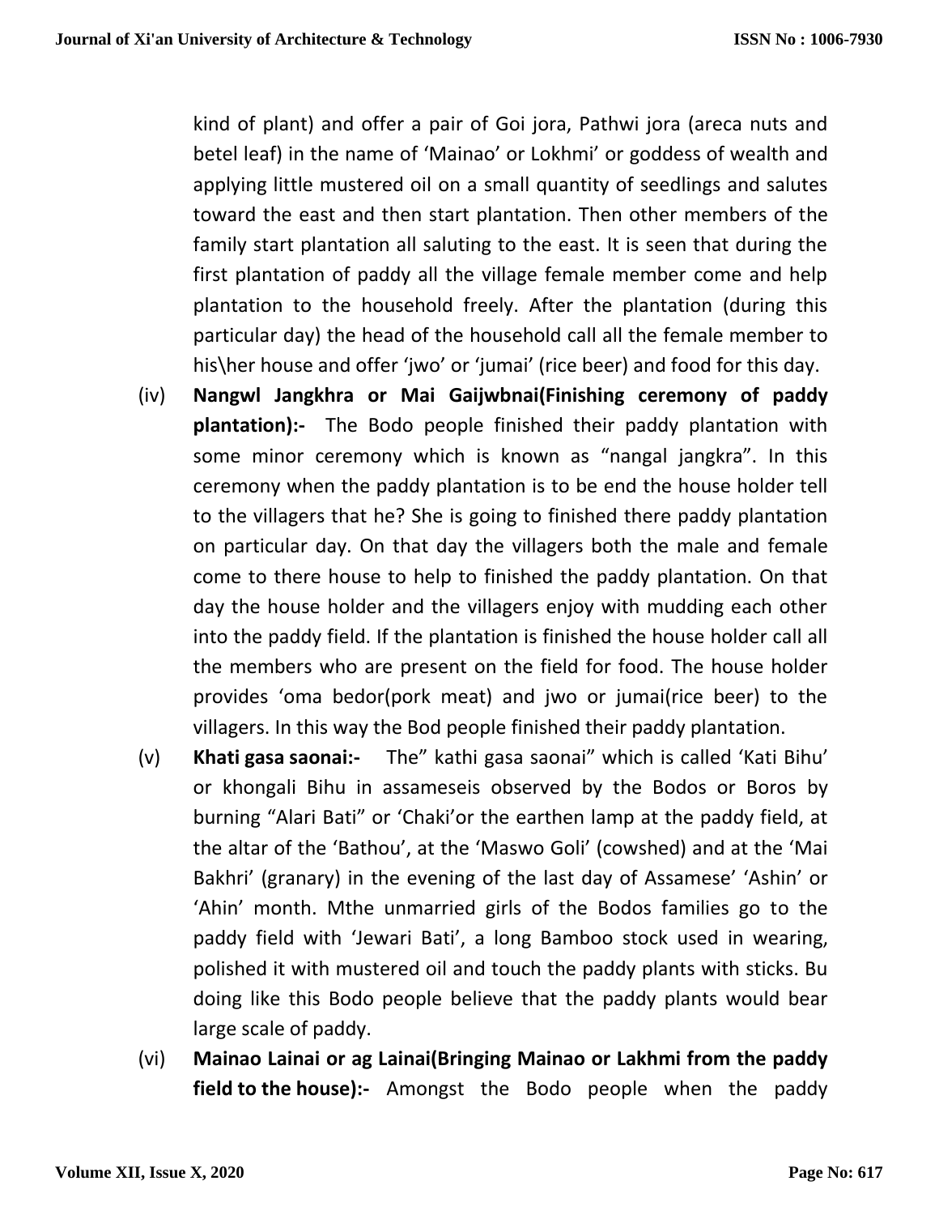kind of plant) and offer a pair of Goi jora, Pathwi jora (areca nuts and betel leaf) in the name of 'Mainao' or Lokhmi' or goddess of wealth and applying little mustered oil on a small quantity of seedlings and salutes toward the east and then start plantation. Then other members of the family start plantation all saluting to the east. It is seen that during the first plantation of paddy all the village female member come and help plantation to the household freely. After the plantation (during this particular day) the head of the household call all the female member to his\her house and offer 'jwo' or 'jumai' (rice beer) and food for this day.

(iv) **Nangwl Jangkhra or Mai Gaijwbnai(Finishing ceremony of paddy plantation):-** The Bodo people finished their paddy plantation with some minor ceremony which is known as "nangal jangkra". In this ceremony when the paddy plantation is to be end the house holder tell to the villagers that he? She is going to finished there paddy plantation on particular day. On that day the villagers both the male and female come to there house to help to finished the paddy plantation. On that day the house holder and the villagers enjoy with mudding each other into the paddy field. If the plantation is finished the house holder call all the members who are present on the field for food. The house holder provides 'oma bedor(pork meat) and jwo or jumai(rice beer) to the villagers. In this way the Bod people finished their paddy plantation.

(v) **Khati gasa saonai:-** The" kathi gasa saonai" which is called 'Kati Bihu' or khongali Bihu in assameseis observed by the Bodos or Boros by burning "Alari Bati" or 'Chaki'or the earthen lamp at the paddy field, at the altar of the 'Bathou', at the 'Maswo Goli' (cowshed) and at the 'Mai Bakhri' (granary) in the evening of the last day of Assamese' 'Ashin' or 'Ahin' month. Mthe unmarried girls of the Bodos families go to the paddy field with 'Jewari Bati', a long Bamboo stock used in wearing, polished it with mustered oil and touch the paddy plants with sticks. Bu doing like this Bodo people believe that the paddy plants would bear large scale of paddy.

(vi) **Mainao Lainai or ag Lainai(Bringing Mainao or Lakhmi from the paddy field to the house):-** Amongst the Bodo people when the paddy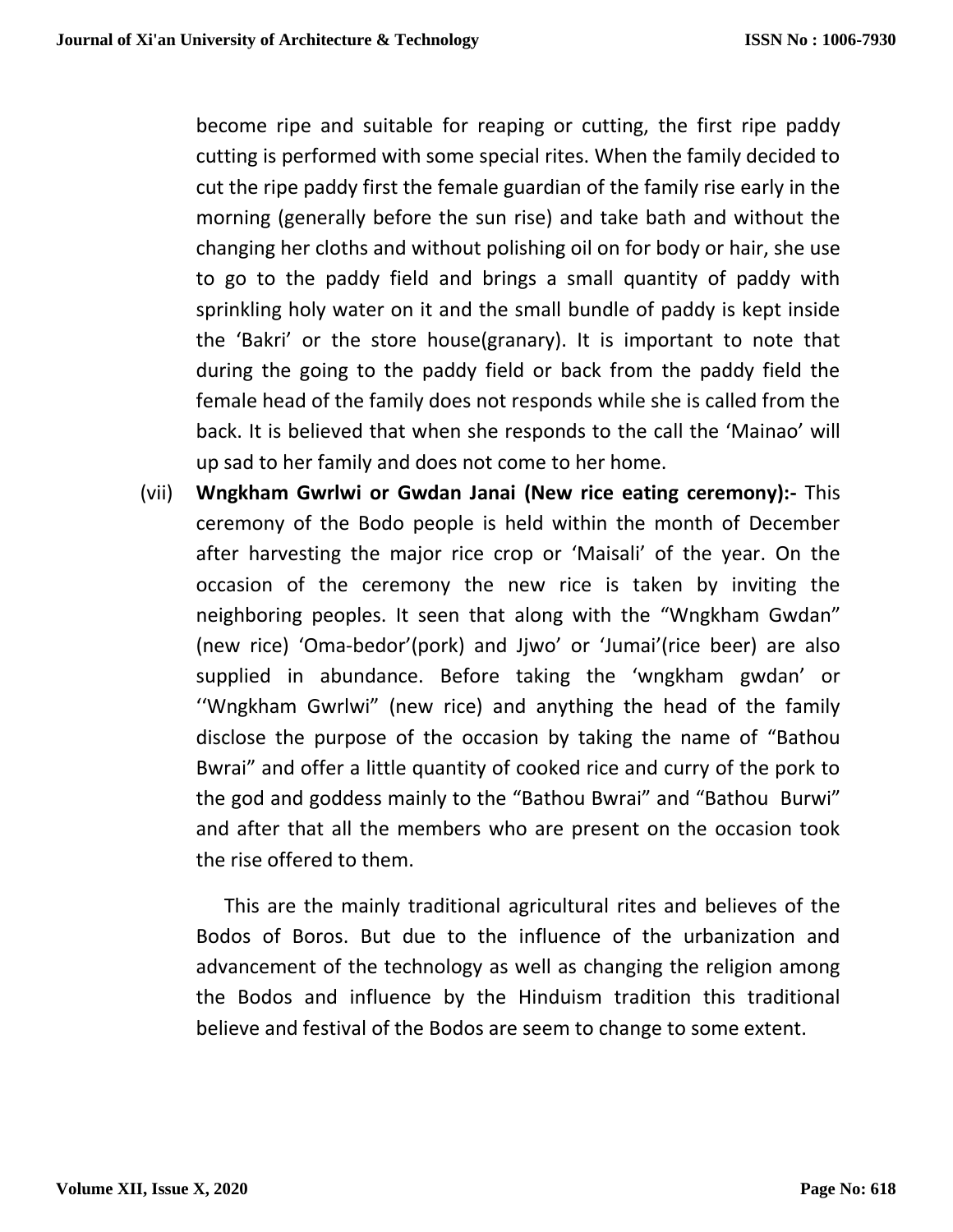become ripe and suitable for reaping or cutting, the first ripe paddy cutting is performed with some special rites. When the family decided to cut the ripe paddy first the female guardian of the family rise early in the morning (generally before the sun rise) and take bath and without the changing her cloths and without polishing oil on for body or hair, she use to go to the paddy field and brings a small quantity of paddy with sprinkling holy water on it and the small bundle of paddy is kept inside the 'Bakri' or the store house(granary). It is important to note that during the going to the paddy field or back from the paddy field the female head of the family does not responds while she is called from the back. It is believed that when she responds to the call the 'Mainao' will up sad to her family and does not come to her home.

(vii) **Wngkham Gwrlwi or Gwdan Janai (New rice eating ceremony):-** This ceremony of the Bodo people is held within the month of December after harvesting the major rice crop or 'Maisali' of the year. On the occasion of the ceremony the new rice is taken by inviting the neighboring peoples. It seen that along with the "Wngkham Gwdan" (new rice) 'Oma-bedor'(pork) and Jjwo' or 'Jumai'(rice beer) are also supplied in abundance. Before taking the 'wngkham gwdan' or ''Wngkham Gwrlwi" (new rice) and anything the head of the family disclose the purpose of the occasion by taking the name of "Bathou Bwrai" and offer a little quantity of cooked rice and curry of the pork to the god and goddess mainly to the "Bathou Bwrai" and "Bathou Burwi" and after that all the members who are present on the occasion took the rise offered to them.

This are the mainly traditional agricultural rites and believes of the Bodos of Boros. But due to the influence of the urbanization and advancement of the technology as well as changing the religion among the Bodos and influence by the Hinduism tradition this traditional believe and festival of the Bodos are seem to change to some extent.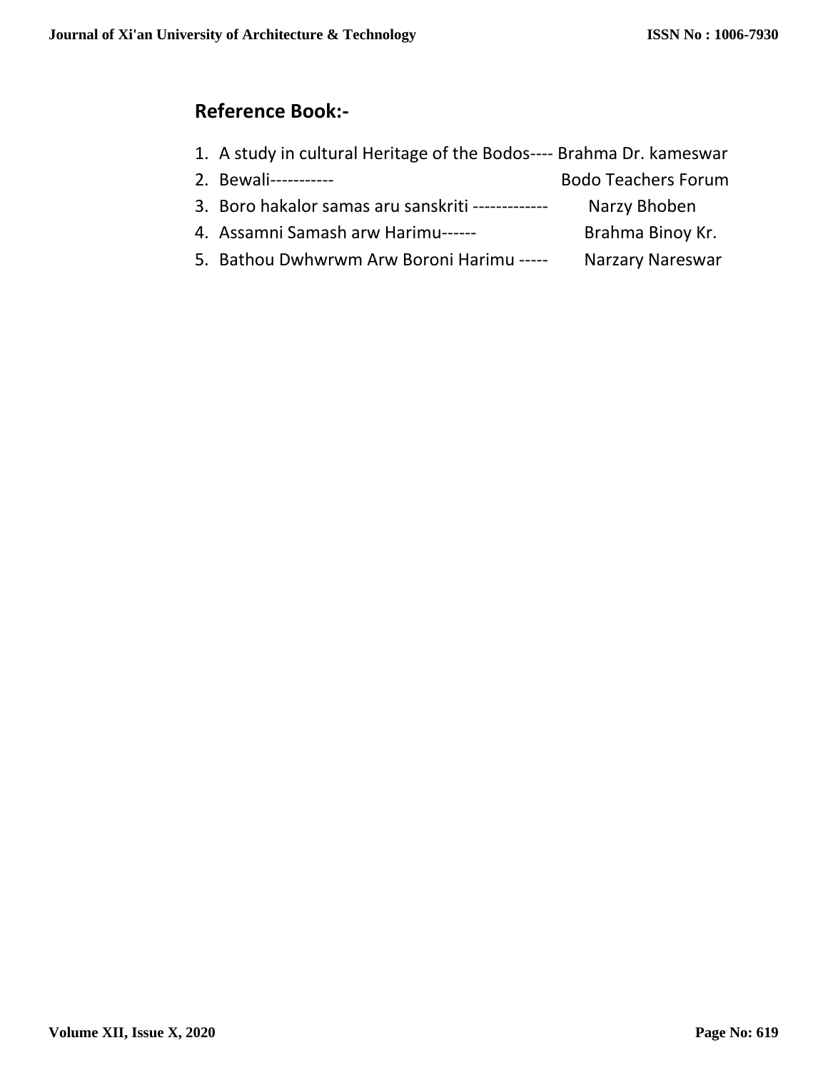## Reference Book:-

1. A study in cultural Heritage of the Bodos---- Brahma Dr. kameswar
2. Bewali----------- Bodo Teachers Forum
3. Boro hakalor samas aru sanskriti ------------- Narzy Bhoben
4. Assamni Samash arw Harimu------ Brahma Binoy Kr.
5. Bathou Dwhwrwm Arw Boroni Harimu ----- Narzary Nareswar